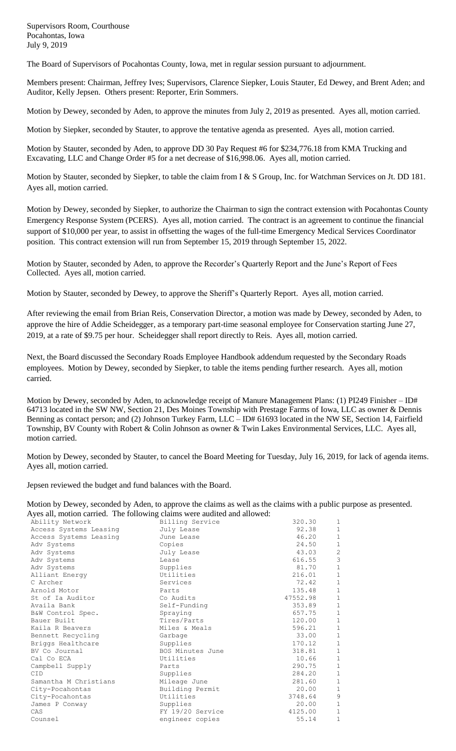Supervisors Room, Courthouse
Pocahontas, Iowa
July 9, 2019

The Board of Supervisors of Pocahontas County, Iowa, met in regular session pursuant to adjournment.

Members present: Chairman, Jeffrey Ives; Supervisors, Clarence Siepker, Louis Stauter, Ed Dewey, and Brent Aden; and Auditor, Kelly Jepsen. Others present: Reporter, Erin Sommers.

Motion by Dewey, seconded by Aden, to approve the minutes from July 2, 2019 as presented. Ayes all, motion carried.

Motion by Siepker, seconded by Stauter, to approve the tentative agenda as presented. Ayes all, motion carried.

Motion by Stauter, seconded by Aden, to approve DD 30 Pay Request #6 for $234,776.18 from KMA Trucking and Excavating, LLC and Change Order #5 for a net decrease of $16,998.06. Ayes all, motion carried.

Motion by Stauter, seconded by Siepker, to table the claim from I & S Group, Inc. for Watchman Services on Jt. DD 181. Ayes all, motion carried.

Motion by Dewey, seconded by Siepker, to authorize the Chairman to sign the contract extension with Pocahontas County Emergency Response System (PCERS). Ayes all, motion carried. The contract is an agreement to continue the financial support of $10,000 per year, to assist in offsetting the wages of the full-time Emergency Medical Services Coordinator position. This contract extension will run from September 15, 2019 through September 15, 2022.

Motion by Stauter, seconded by Aden, to approve the Recorder's Quarterly Report and the June's Report of Fees Collected. Ayes all, motion carried.

Motion by Stauter, seconded by Dewey, to approve the Sheriff's Quarterly Report. Ayes all, motion carried.

After reviewing the email from Brian Reis, Conservation Director, a motion was made by Dewey, seconded by Aden, to approve the hire of Addie Scheidegger, as a temporary part-time seasonal employee for Conservation starting June 27, 2019, at a rate of $9.75 per hour. Scheidegger shall report directly to Reis. Ayes all, motion carried.

Next, the Board discussed the Secondary Roads Employee Handbook addendum requested by the Secondary Roads employees. Motion by Dewey, seconded by Siepker, to table the items pending further research. Ayes all, motion carried.

Motion by Dewey, seconded by Aden, to acknowledge receipt of Manure Management Plans: (1) PI249 Finisher – ID# 64713 located in the SW NW, Section 21, Des Moines Township with Prestage Farms of Iowa, LLC as owner & Dennis Benning as contact person; and (2) Johnson Turkey Farm, LLC – ID# 61693 located in the NW SE, Section 14, Fairfield Township, BV County with Robert & Colin Johnson as owner & Twin Lakes Environmental Services, LLC. Ayes all, motion carried.

Motion by Dewey, seconded by Stauter, to cancel the Board Meeting for Tuesday, July 16, 2019, for lack of agenda items. Ayes all, motion carried.

Jepsen reviewed the budget and fund balances with the Board.

Motion by Dewey, seconded by Aden, to approve the claims as well as the claims with a public purpose as presented. Ayes all, motion carried. The following claims were audited and allowed:

| | | | |
|---|---|---|---|
| Ability Network | Billing Service | 320.30 | 1 |
| Access Systems Leasing | July Lease | 92.38 | 1 |
| Access Systems Leasing | June Lease | 46.20 | 1 |
| Adv Systems | Copies | 24.50 | 1 |
| Adv Systems | July Lease | 43.03 | 2 |
| Adv Systems | Lease | 616.55 | 3 |
| Adv Systems | Supplies | 81.70 | 1 |
| Alliant Energy | Utilities | 216.01 | 1 |
| C Archer | Services | 72.42 | 1 |
| Arnold Motor | Parts | 135.48 | 1 |
| St of Ia Auditor | Co Audits | 47552.98 | 1 |
| Availa Bank | Self-Funding | 353.89 | 1 |
| B&W Control Spec. | Spraying | 657.75 | 1 |
| Bauer Built | Tires/Parts | 120.00 | 1 |
| Kaila R Beavers | Miles & Meals | 596.21 | 1 |
| Bennett Recycling | Garbage | 33.00 | 1 |
| Briggs Healthcare | Supplies | 170.12 | 1 |
| BV Co Journal | BOS Minutes June | 318.81 | 1 |
| Cal Co ECA | Utilities | 10.66 | 1 |
| Campbell Supply | Parts | 290.75 | 1 |
| CID | Supplies | 284.20 | 1 |
| Samantha M Christians | Mileage June | 281.60 | 1 |
| City-Pocahontas | Building Permit | 20.00 | 1 |
| City-Pocahontas | Utilities | 3748.64 | 9 |
| James P Conway | Supplies | 20.00 | 1 |
| CAS | FY 19/20 Service | 4125.00 | 1 |
| Counsel | engineer copies | 55.14 | 1 |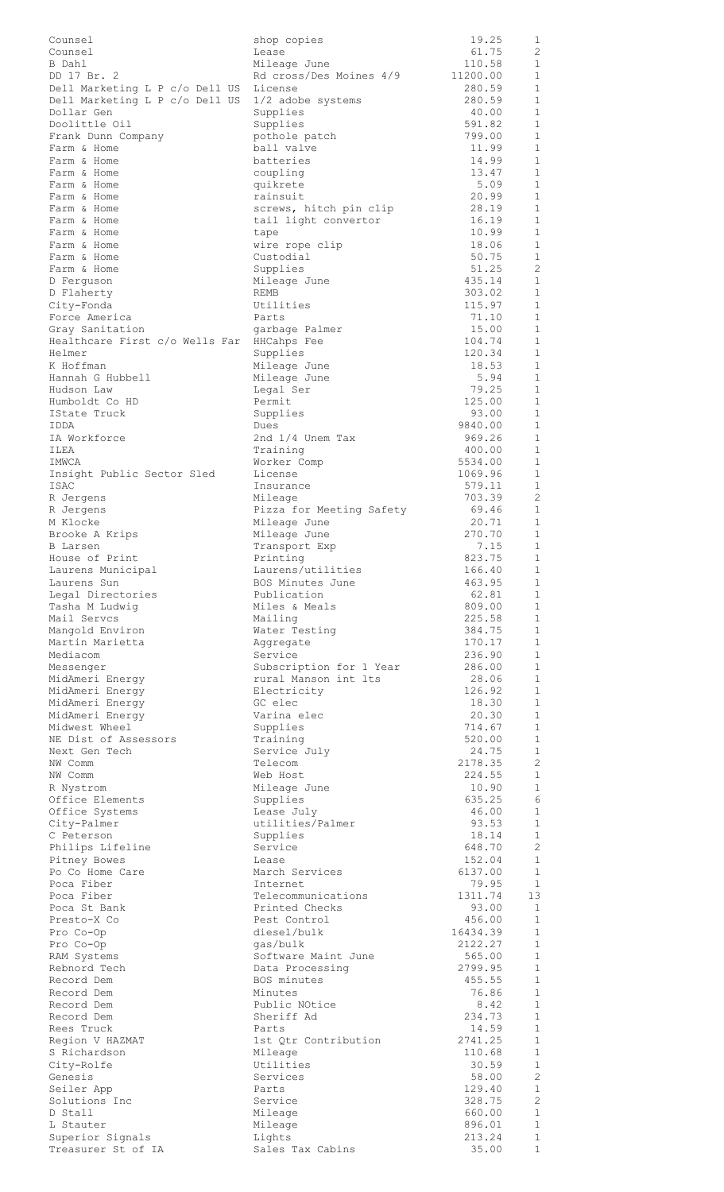| | | | |
|---|---|---|---|
| Counsel | shop copies | 19.25 | 1 |
| Counsel | Lease | 61.75 | 2 |
| B Dahl | Mileage June | 110.58 | 1 |
| DD 17 Br. 2 | Rd cross/Des Moines 4/9 | 11200.00 | 1 |
| Dell Marketing L P c/o Dell US | License | 280.59 | 1 |
| Dell Marketing L P c/o Dell US | 1/2 adobe systems | 280.59 | 1 |
| Dollar Gen | Supplies | 40.00 | 1 |
| Doolittle Oil | Supplies | 591.82 | 1 |
| Frank Dunn Company | pothole patch | 799.00 | 1 |
| Farm & Home | ball valve | 11.99 | 1 |
| Farm & Home | batteries | 14.99 | 1 |
| Farm & Home | coupling | 13.47 | 1 |
| Farm & Home | quikrete | 5.09 | 1 |
| Farm & Home | rainsuit | 20.99 | 1 |
| Farm & Home | screws, hitch pin clip | 28.19 | 1 |
| Farm & Home | tail light convertor | 16.19 | 1 |
| Farm & Home | tape | 10.99 | 1 |
| Farm & Home | wire rope clip | 18.06 | 1 |
| Farm & Home | Custodial | 50.75 | 1 |
| Farm & Home | Supplies | 51.25 | 2 |
| D Ferguson | Mileage June | 435.14 | 1 |
| D Flaherty | REMB | 303.02 | 1 |
| City-Fonda | Utilities | 115.97 | 1 |
| Force America | Parts | 71.10 | 1 |
| Gray Sanitation | garbage Palmer | 15.00 | 1 |
| Healthcare First c/o Wells Far | HHCahps Fee | 104.74 | 1 |
| Helmer | Supplies | 120.34 | 1 |
| K Hoffman | Mileage June | 18.53 | 1 |
| Hannah G Hubbell | Mileage June | 5.94 | 1 |
| Hudson Law | Legal Ser | 79.25 | 1 |
| Humboldt Co HD | Permit | 125.00 | 1 |
| IState Truck | Supplies | 93.00 | 1 |
| IDDA | Dues | 9840.00 | 1 |
| IA Workforce | 2nd 1/4 Unem Tax | 969.26 | 1 |
| ILEA | Training | 400.00 | 1 |
| IMWCA | Worker Comp | 5534.00 | 1 |
| Insight Public Sector Sled | License | 1069.96 | 1 |
| ISAC | Insurance | 579.11 | 1 |
| R Jergens | Mileage | 703.39 | 2 |
| R Jergens | Pizza for Meeting Safety | 69.46 | 1 |
| M Klocke | Mileage June | 20.71 | 1 |
| Brooke A Krips | Mileage June | 270.70 | 1 |
| B Larsen | Transport Exp | 7.15 | 1 |
| House of Print | Printing | 823.75 | 1 |
| Laurens Municipal | Laurens/utilities | 166.40 | 1 |
| Laurens Sun | BOS Minutes June | 463.95 | 1 |
| Legal Directories | Publication | 62.81 | 1 |
| Tasha M Ludwig | Miles & Meals | 809.00 | 1 |
| Mail Servcs | Mailing | 225.58 | 1 |
| Mangold Environ | Water Testing | 384.75 | 1 |
| Martin Marietta | Aggregate | 170.17 | 1 |
| Mediacom | Service | 236.90 | 1 |
| Messenger | Subscription for 1 Year | 286.00 | 1 |
| MidAmeri Energy | rural Manson int lts | 28.06 | 1 |
| MidAmeri Energy | Electricity | 126.92 | 1 |
| MidAmeri Energy | GC elec | 18.30 | 1 |
| MidAmeri Energy | Varina elec | 20.30 | 1 |
| Midwest Wheel | Supplies | 714.67 | 1 |
| NE Dist of Assessors | Training | 520.00 | 1 |
| Next Gen Tech | Service July | 24.75 | 1 |
| NW Comm | Telecom | 2178.35 | 2 |
| NW Comm | Web Host | 224.55 | 1 |
| R Nystrom | Mileage June | 10.90 | 1 |
| Office Elements | Supplies | 635.25 | 6 |
| Office Systems | Lease July | 46.00 | 1 |
| City-Palmer | utilities/Palmer | 93.53 | 1 |
| C Peterson | Supplies | 18.14 | 1 |
| Philips Lifeline | Service | 648.70 | 2 |
| Pitney Bowes | Lease | 152.04 | 1 |
| Po Co Home Care | March Services | 6137.00 | 1 |
| Poca Fiber | Internet | 79.95 | 1 |
| Poca Fiber | Telecommunications | 1311.74 | 13 |
| Poca St Bank | Printed Checks | 93.00 | 1 |
| Presto-X Co | Pest Control | 456.00 | 1 |
| Pro Co-Op | diesel/bulk | 16434.39 | 1 |
| Pro Co-Op | gas/bulk | 2122.27 | 1 |
| RAM Systems | Software Maint June | 565.00 | 1 |
| Rebnord Tech | Data Processing | 2799.95 | 1 |
| Record Dem | BOS minutes | 455.55 | 1 |
| Record Dem | Minutes | 76.86 | 1 |
| Record Dem | Public NOtice | 8.42 | 1 |
| Record Dem | Sheriff Ad | 234.73 | 1 |
| Rees Truck | Parts | 14.59 | 1 |
| Region V HAZMAT | 1st Qtr Contribution | 2741.25 | 1 |
| S Richardson | Mileage | 110.68 | 1 |
| City-Rolfe | Utilities | 30.59 | 1 |
| Genesis | Services | 58.00 | 2 |
| Seiler App | Parts | 129.40 | 1 |
| Solutions Inc | Service | 328.75 | 2 |
| D Stall | Mileage | 660.00 | 1 |
| L Stauter | Mileage | 896.01 | 1 |
| Superior Signals | Lights | 213.24 | 1 |
| Treasurer St of IA | Sales Tax Cabins | 35.00 | 1 |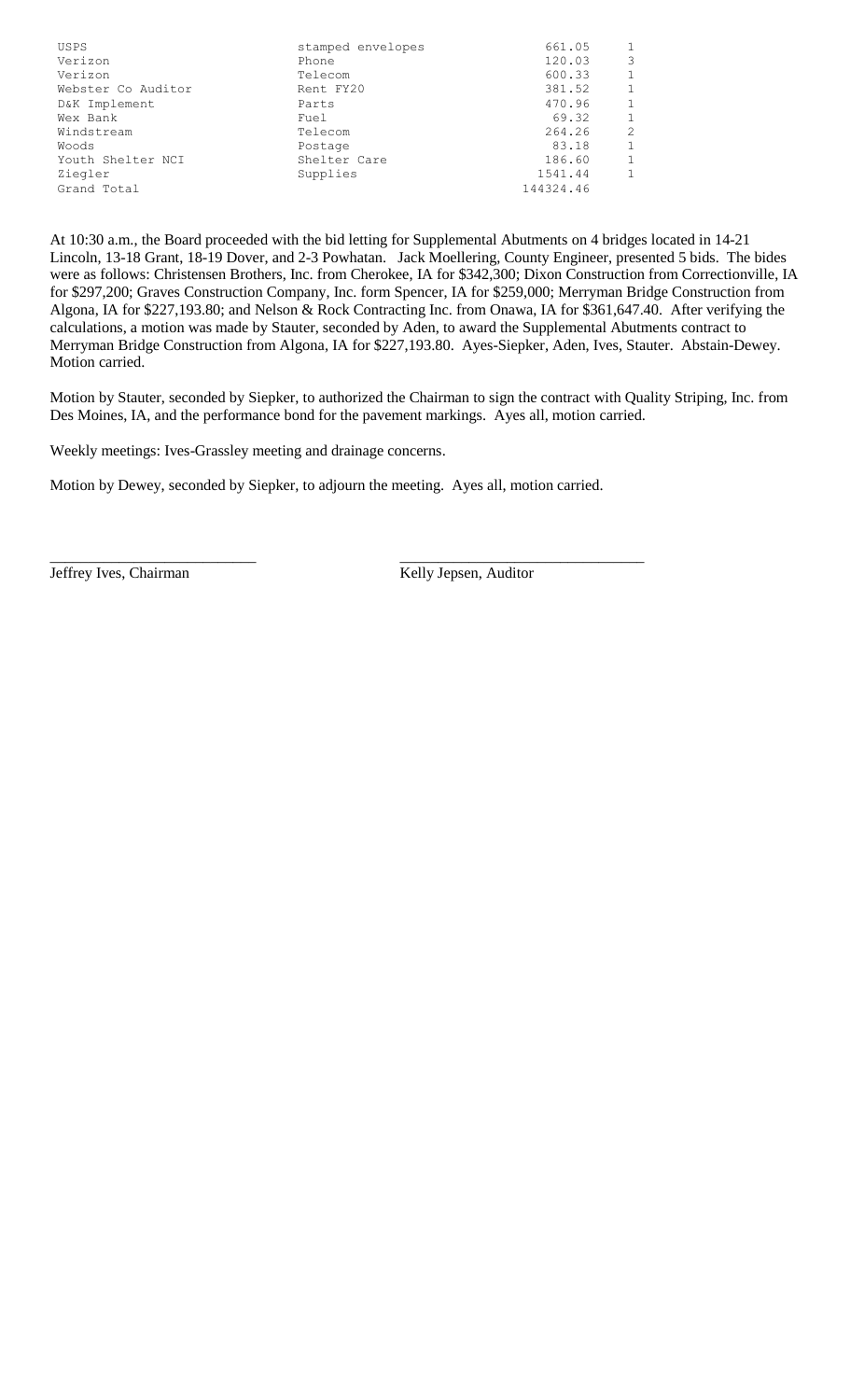| | | | |
|---|---|---|---|
| USPS | stamped envelopes | 661.05 | 1 |
| Verizon | Phone | 120.03 | 3 |
| Verizon | Telecom | 600.33 | 1 |
| Webster Co Auditor | Rent FY20 | 381.52 | 1 |
| D&K Implement | Parts | 470.96 | 1 |
| Wex Bank | Fuel | 69.32 | 1 |
| Windstream | Telecom | 264.26 | 2 |
| Woods | Postage | 83.18 | 1 |
| Youth Shelter NCI | Shelter Care | 186.60 | 1 |
| Ziegler | Supplies | 1541.44 | 1 |
| Grand Total | | 144324.46 | |

At 10:30 a.m., the Board proceeded with the bid letting for Supplemental Abutments on 4 bridges located in 14-21 Lincoln, 13-18 Grant, 18-19 Dover, and 2-3 Powhatan. Jack Moellering, County Engineer, presented 5 bids. The bides were as follows: Christensen Brothers, Inc. from Cherokee, IA for $342,300; Dixon Construction from Correctionville, IA for $297,200; Graves Construction Company, Inc. form Spencer, IA for $259,000; Merryman Bridge Construction from Algona, IA for $227,193.80; and Nelson & Rock Contracting Inc. from Onawa, IA for $361,647.40. After verifying the calculations, a motion was made by Stauter, seconded by Aden, to award the Supplemental Abutments contract to Merryman Bridge Construction from Algona, IA for $227,193.80. Ayes-Siepker, Aden, Ives, Stauter. Abstain-Dewey. Motion carried.

Motion by Stauter, seconded by Siepker, to authorized the Chairman to sign the contract with Quality Striping, Inc. from Des Moines, IA, and the performance bond for the pavement markings. Ayes all, motion carried.

Weekly meetings: Ives-Grassley meeting and drainage concerns.

Motion by Dewey, seconded by Siepker, to adjourn the meeting. Ayes all, motion carried.

\_\_\_\_\_\_\_\_\_\_\_\_\_\_\_\_\_\_\_\_\_\_\_\_\_\_\_\_
Jeffrey Ives, Chairman

\_\_\_\_\_\_\_\_\_\_\_\_\_\_\_\_\_\_\_\_\_\_\_\_\_\_\_\_\_\_\_\_\_
Kelly Jepsen, Auditor